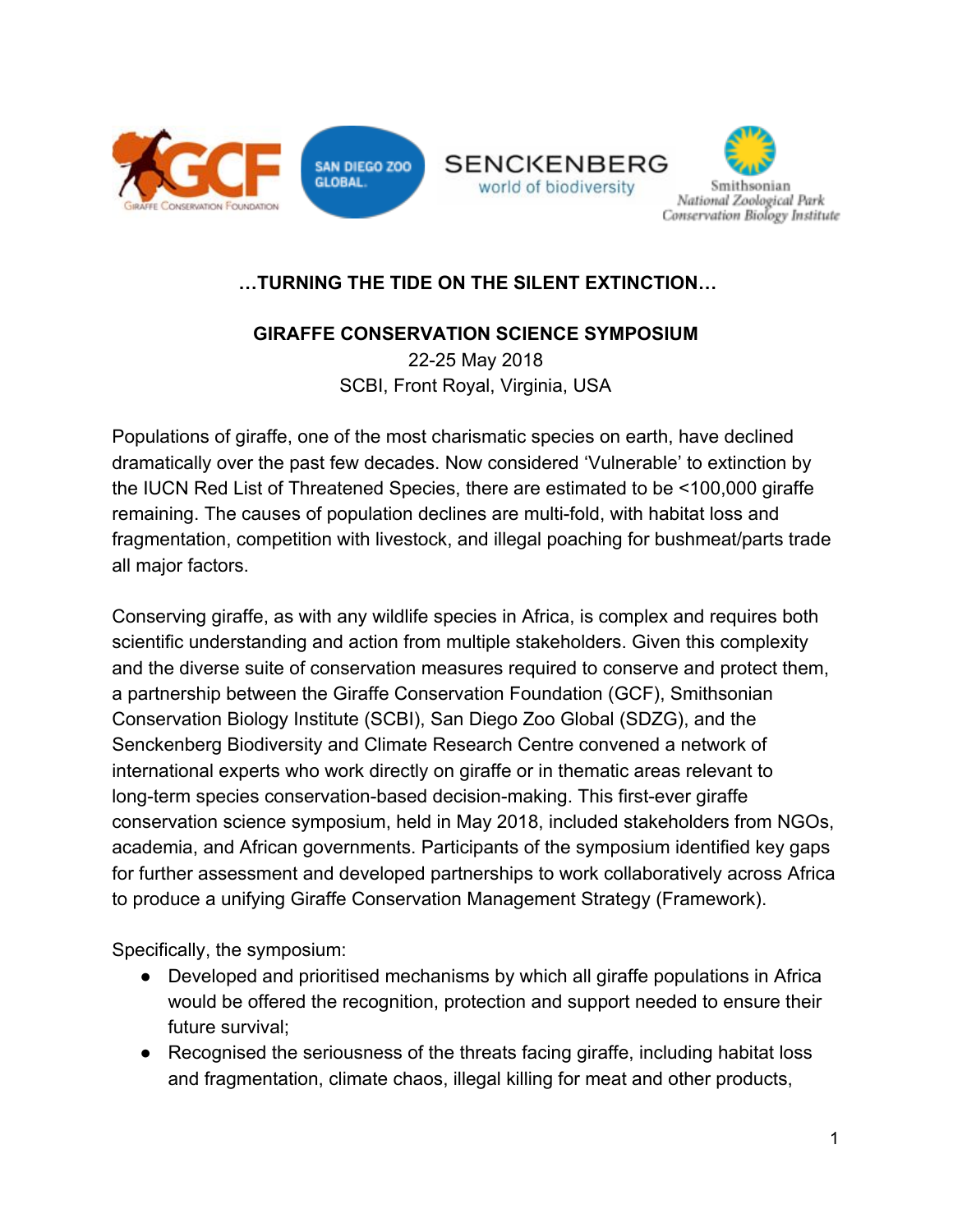**…TURNING THE TIDE ON THE SILENT EXTINCTION…**

# GIRAFFE CONSERVATION SCIENCE SYMPOSIUM

22-25 May 2018
SCBI, Front Royal, Virginia, USA

Populations of giraffe, one of the most charismatic species on earth, have declined dramatically over the past few decades. Now considered 'Vulnerable' to extinction by the IUCN Red List of Threatened Species, there are estimated to be <100,000 giraffe remaining. The causes of population declines are multi-fold, with habitat loss and fragmentation, competition with livestock, and illegal poaching for bushmeat/parts trade all major factors.

Conserving giraffe, as with any wildlife species in Africa, is complex and requires both scientific understanding and action from multiple stakeholders. Given this complexity and the diverse suite of conservation measures required to conserve and protect them, a partnership between the Giraffe Conservation Foundation (GCF), Smithsonian Conservation Biology Institute (SCBI), San Diego Zoo Global (SDZG), and the Senckenberg Biodiversity and Climate Research Centre convened a network of international experts who work directly on giraffe or in thematic areas relevant to long-term species conservation-based decision-making. This first-ever giraffe conservation science symposium, held in May 2018, included stakeholders from NGOs, academia, and African governments. Participants of the symposium identified key gaps for further assessment and developed partnerships to work collaboratively across Africa to produce a unifying Giraffe Conservation Management Strategy (Framework).

Specifically, the symposium:

- Developed and prioritised mechanisms by which all giraffe populations in Africa would be offered the recognition, protection and support needed to ensure their future survival;
- Recognised the seriousness of the threats facing giraffe, including habitat loss and fragmentation, climate chaos, illegal killing for meat and other products,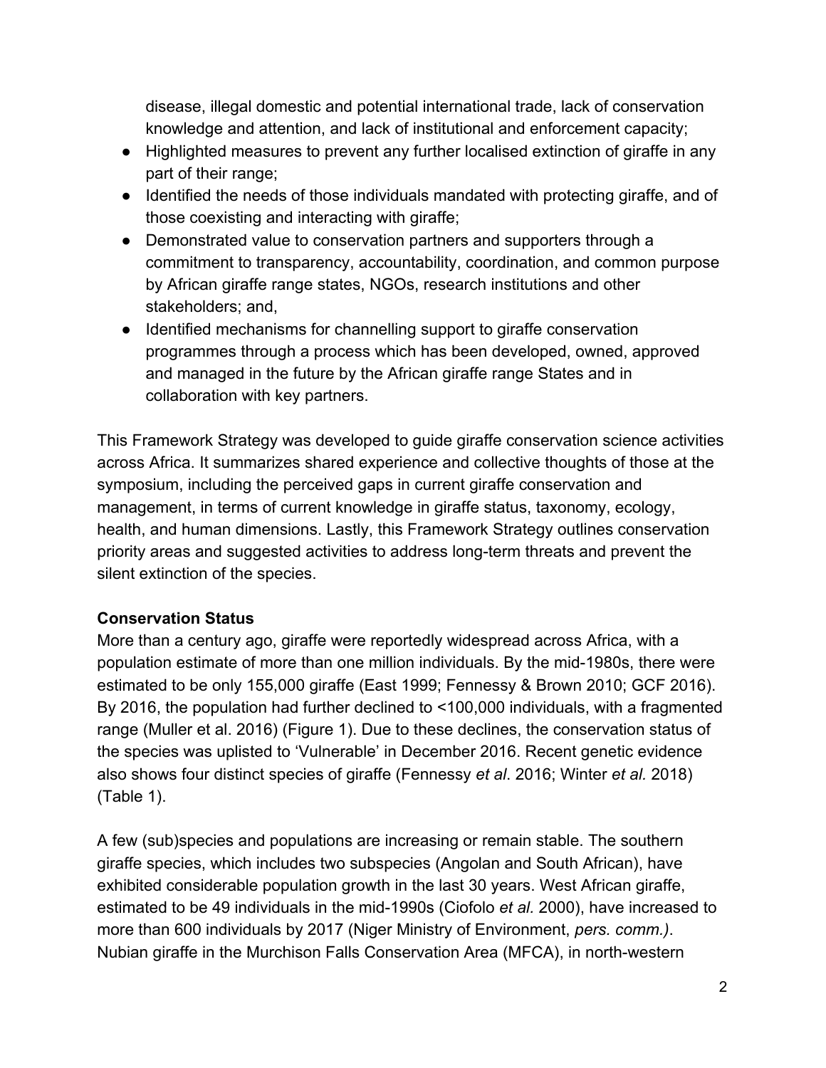disease, illegal domestic and potential international trade, lack of conservation knowledge and attention, and lack of institutional and enforcement capacity;

- Highlighted measures to prevent any further localised extinction of giraffe in any part of their range;
- Identified the needs of those individuals mandated with protecting giraffe, and of those coexisting and interacting with giraffe;
- Demonstrated value to conservation partners and supporters through a commitment to transparency, accountability, coordination, and common purpose by African giraffe range states, NGOs, research institutions and other stakeholders; and,
- Identified mechanisms for channelling support to giraffe conservation programmes through a process which has been developed, owned, approved and managed in the future by the African giraffe range States and in collaboration with key partners.

This Framework Strategy was developed to guide giraffe conservation science activities across Africa. It summarizes shared experience and collective thoughts of those at the symposium, including the perceived gaps in current giraffe conservation and management, in terms of current knowledge in giraffe status, taxonomy, ecology, health, and human dimensions. Lastly, this Framework Strategy outlines conservation priority areas and suggested activities to address long-term threats and prevent the silent extinction of the species.

**Conservation Status**

More than a century ago, giraffe were reportedly widespread across Africa, with a population estimate of more than one million individuals. By the mid-1980s, there were estimated to be only 155,000 giraffe (East 1999; Fennessy & Brown 2010; GCF 2016). By 2016, the population had further declined to <100,000 individuals, with a fragmented range (Muller et al. 2016) (Figure 1). Due to these declines, the conservation status of the species was uplisted to 'Vulnerable' in December 2016. Recent genetic evidence also shows four distinct species of giraffe (Fennessy *et al*. 2016; Winter *et al.* 2018) (Table 1).

A few (sub)species and populations are increasing or remain stable. The southern giraffe species, which includes two subspecies (Angolan and South African), have exhibited considerable population growth in the last 30 years. West African giraffe, estimated to be 49 individuals in the mid-1990s (Ciofolo *et al.* 2000), have increased to more than 600 individuals by 2017 (Niger Ministry of Environment, *pers. comm.)*. Nubian giraffe in the Murchison Falls Conservation Area (MFCA), in north-western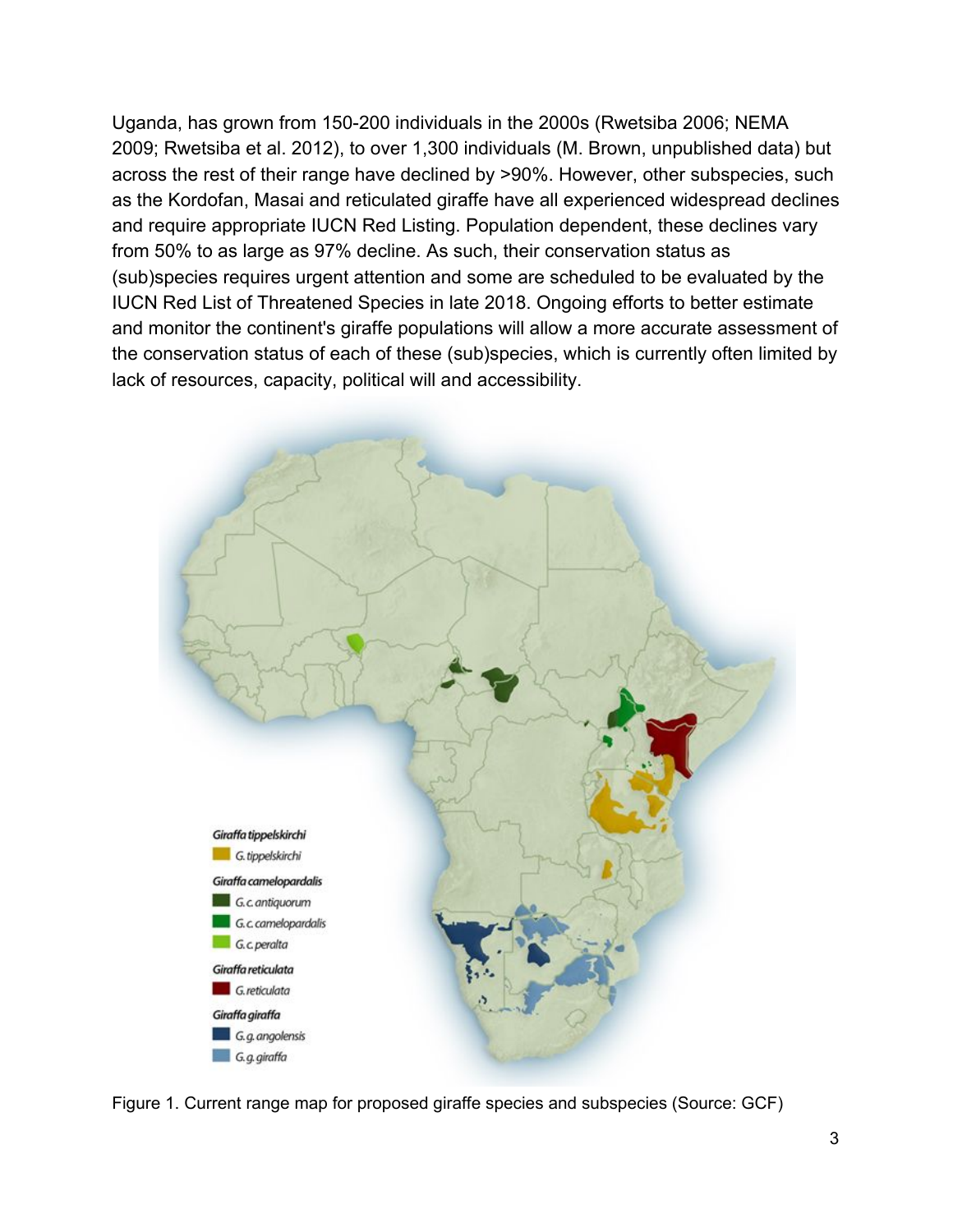Uganda, has grown from 150-200 individuals in the 2000s (Rwetsiba 2006; NEMA 2009; Rwetsiba et al. 2012), to over 1,300 individuals (M. Brown, unpublished data) but across the rest of their range have declined by >90%. However, other subspecies, such as the Kordofan, Masai and reticulated giraffe have all experienced widespread declines and require appropriate IUCN Red Listing. Population dependent, these declines vary from 50% to as large as 97% decline. As such, their conservation status as (sub)species requires urgent attention and some are scheduled to be evaluated by the IUCN Red List of Threatened Species in late 2018. Ongoing efforts to better estimate and monitor the continent's giraffe populations will allow a more accurate assessment of the conservation status of each of these (sub)species, which is currently often limited by lack of resources, capacity, political will and accessibility.

Figure 1. Current range map for proposed giraffe species and subspecies (Source: GCF)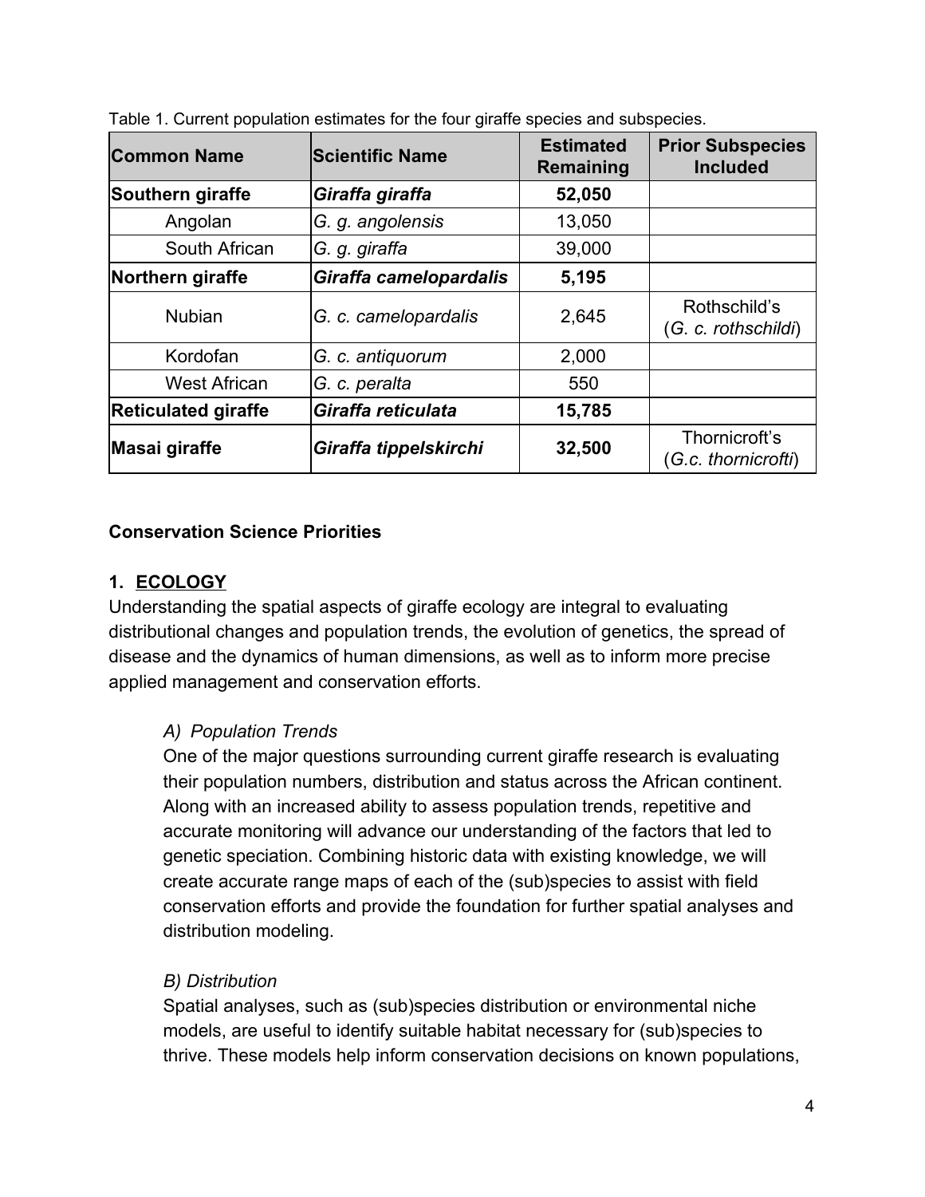Table 1. Current population estimates for the four giraffe species and subspecies.

| Common Name | Scientific Name | Estimated Remaining | Prior Subspecies Included |
|---|---|---|---|
| **Southern giraffe** | ***Giraffa giraffa*** | **52,050** | |
| Angolan | *G. g. angolensis* | 13,050 | |
| South African | *G. g. giraffa* | 39,000 | |
| **Northern giraffe** | ***Giraffa camelopardalis*** | **5,195** | |
| Nubian | *G. c. camelopardalis* | 2,645 | Rothschild's (*G. c. rothschildi*) |
| Kordofan | *G. c. antiquorum* | 2,000 | |
| West African | *G. c. peralta* | 550 | |
| **Reticulated giraffe** | ***Giraffa reticulata*** | **15,785** | |
| **Masai giraffe** | ***Giraffa tippelskirchi*** | **32,500** | Thornicroft's (*G.c. thornicrofti*) |

**Conservation Science Priorities**

## 1. ECOLOGY

Understanding the spatial aspects of giraffe ecology are integral to evaluating distributional changes and population trends, the evolution of genetics, the spread of disease and the dynamics of human dimensions, as well as to inform more precise applied management and conservation efforts.

### *A) Population Trends*

One of the major questions surrounding current giraffe research is evaluating their population numbers, distribution and status across the African continent. Along with an increased ability to assess population trends, repetitive and accurate monitoring will advance our understanding of the factors that led to genetic speciation. Combining historic data with existing knowledge, we will create accurate range maps of each of the (sub)species to assist with field conservation efforts and provide the foundation for further spatial analyses and distribution modeling.

### *B) Distribution*

Spatial analyses, such as (sub)species distribution or environmental niche models, are useful to identify suitable habitat necessary for (sub)species to thrive. These models help inform conservation decisions on known populations,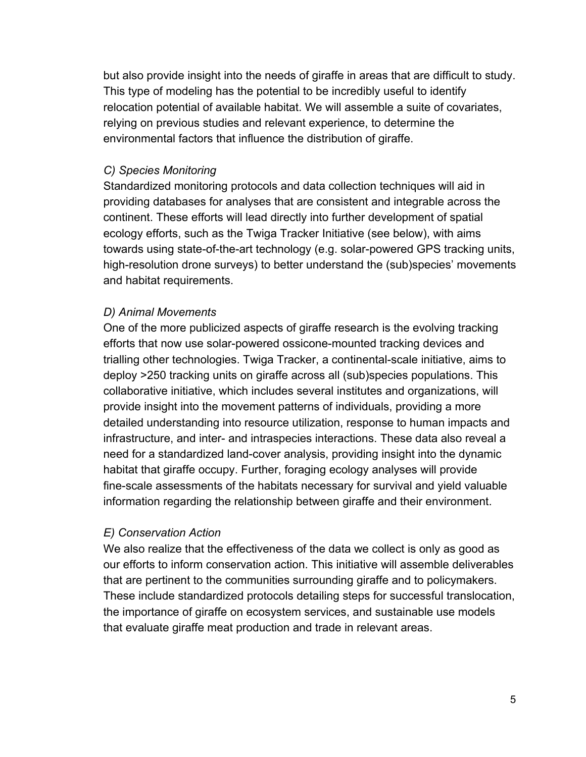but also provide insight into the needs of giraffe in areas that are difficult to study. This type of modeling has the potential to be incredibly useful to identify relocation potential of available habitat. We will assemble a suite of covariates, relying on previous studies and relevant experience, to determine the environmental factors that influence the distribution of giraffe.

*C) Species Monitoring*

Standardized monitoring protocols and data collection techniques will aid in providing databases for analyses that are consistent and integrable across the continent. These efforts will lead directly into further development of spatial ecology efforts, such as the Twiga Tracker Initiative (see below), with aims towards using state-of-the-art technology (e.g. solar-powered GPS tracking units, high-resolution drone surveys) to better understand the (sub)species' movements and habitat requirements.

*D) Animal Movements*

One of the more publicized aspects of giraffe research is the evolving tracking efforts that now use solar-powered ossicone-mounted tracking devices and trialling other technologies. Twiga Tracker, a continental-scale initiative, aims to deploy >250 tracking units on giraffe across all (sub)species populations. This collaborative initiative, which includes several institutes and organizations, will provide insight into the movement patterns of individuals, providing a more detailed understanding into resource utilization, response to human impacts and infrastructure, and inter- and intraspecies interactions. These data also reveal a need for a standardized land-cover analysis, providing insight into the dynamic habitat that giraffe occupy. Further, foraging ecology analyses will provide fine-scale assessments of the habitats necessary for survival and yield valuable information regarding the relationship between giraffe and their environment.

*E) Conservation Action*

We also realize that the effectiveness of the data we collect is only as good as our efforts to inform conservation action. This initiative will assemble deliverables that are pertinent to the communities surrounding giraffe and to policymakers. These include standardized protocols detailing steps for successful translocation, the importance of giraffe on ecosystem services, and sustainable use models that evaluate giraffe meat production and trade in relevant areas.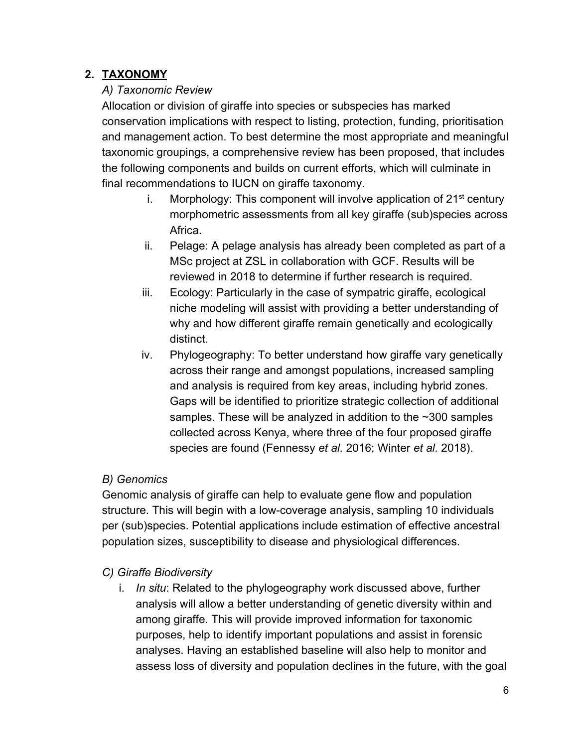## 2. TAXONOMY

### *A) Taxonomic Review*

Allocation or division of giraffe into species or subspecies has marked conservation implications with respect to listing, protection, funding, prioritisation and management action. To best determine the most appropriate and meaningful taxonomic groupings, a comprehensive review has been proposed, that includes the following components and builds on current efforts, which will culminate in final recommendations to IUCN on giraffe taxonomy.

i. Morphology: This component will involve application of 21st century morphometric assessments from all key giraffe (sub)species across Africa.
ii. Pelage: A pelage analysis has already been completed as part of a MSc project at ZSL in collaboration with GCF. Results will be reviewed in 2018 to determine if further research is required.
iii. Ecology: Particularly in the case of sympatric giraffe, ecological niche modeling will assist with providing a better understanding of why and how different giraffe remain genetically and ecologically distinct.
iv. Phylogeography: To better understand how giraffe vary genetically across their range and amongst populations, increased sampling and analysis is required from key areas, including hybrid zones. Gaps will be identified to prioritize strategic collection of additional samples. These will be analyzed in addition to the ~300 samples collected across Kenya, where three of the four proposed giraffe species are found (Fennessy *et al.* 2016; Winter *et al.* 2018).

### *B) Genomics*

Genomic analysis of giraffe can help to evaluate gene flow and population structure. This will begin with a low-coverage analysis, sampling 10 individuals per (sub)species. Potential applications include estimation of effective ancestral population sizes, susceptibility to disease and physiological differences.

### *C) Giraffe Biodiversity*

i. *In situ*: Related to the phylogeography work discussed above, further analysis will allow a better understanding of genetic diversity within and among giraffe. This will provide improved information for taxonomic purposes, help to identify important populations and assist in forensic analyses. Having an established baseline will also help to monitor and assess loss of diversity and population declines in the future, with the goal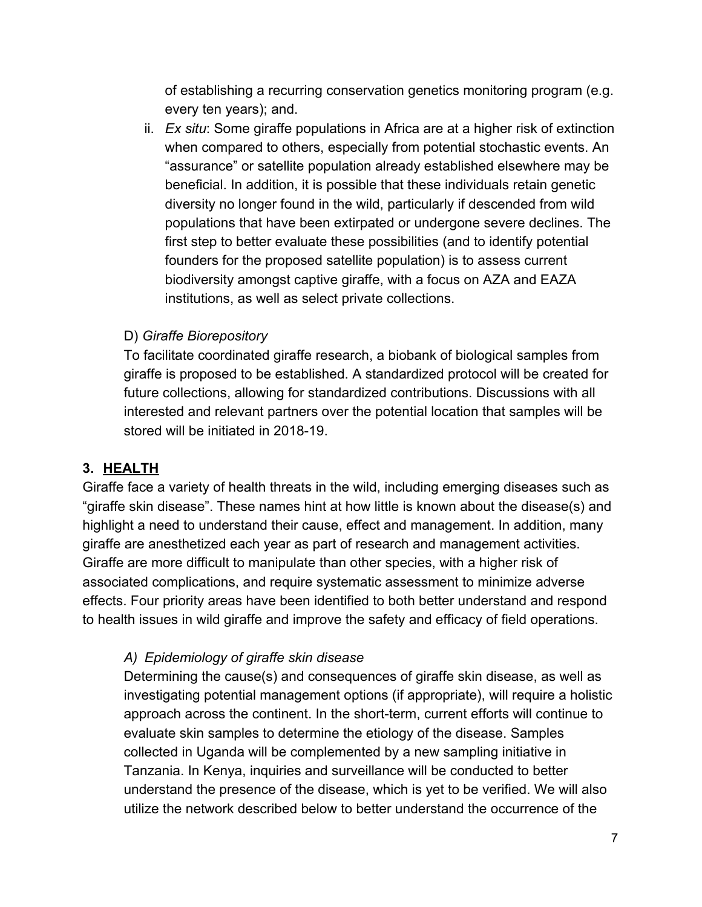of establishing a recurring conservation genetics monitoring program (e.g. every ten years); and.

ii. *Ex situ*: Some giraffe populations in Africa are at a higher risk of extinction when compared to others, especially from potential stochastic events. An "assurance" or satellite population already established elsewhere may be beneficial. In addition, it is possible that these individuals retain genetic diversity no longer found in the wild, particularly if descended from wild populations that have been extirpated or undergone severe declines. The first step to better evaluate these possibilities (and to identify potential founders for the proposed satellite population) is to assess current biodiversity amongst captive giraffe, with a focus on AZA and EAZA institutions, as well as select private collections.

D) *Giraffe Biorepository*

To facilitate coordinated giraffe research, a biobank of biological samples from giraffe is proposed to be established. A standardized protocol will be created for future collections, allowing for standardized contributions. Discussions with all interested and relevant partners over the potential location that samples will be stored will be initiated in 2018-19.

## 3. HEALTH

Giraffe face a variety of health threats in the wild, including emerging diseases such as "giraffe skin disease". These names hint at how little is known about the disease(s) and highlight a need to understand their cause, effect and management. In addition, many giraffe are anesthetized each year as part of research and management activities. Giraffe are more difficult to manipulate than other species, with a higher risk of associated complications, and require systematic assessment to minimize adverse effects. Four priority areas have been identified to both better understand and respond to health issues in wild giraffe and improve the safety and efficacy of field operations.

*A) Epidemiology of giraffe skin disease*

Determining the cause(s) and consequences of giraffe skin disease, as well as investigating potential management options (if appropriate), will require a holistic approach across the continent. In the short-term, current efforts will continue to evaluate skin samples to determine the etiology of the disease. Samples collected in Uganda will be complemented by a new sampling initiative in Tanzania. In Kenya, inquiries and surveillance will be conducted to better understand the presence of the disease, which is yet to be verified. We will also utilize the network described below to better understand the occurrence of the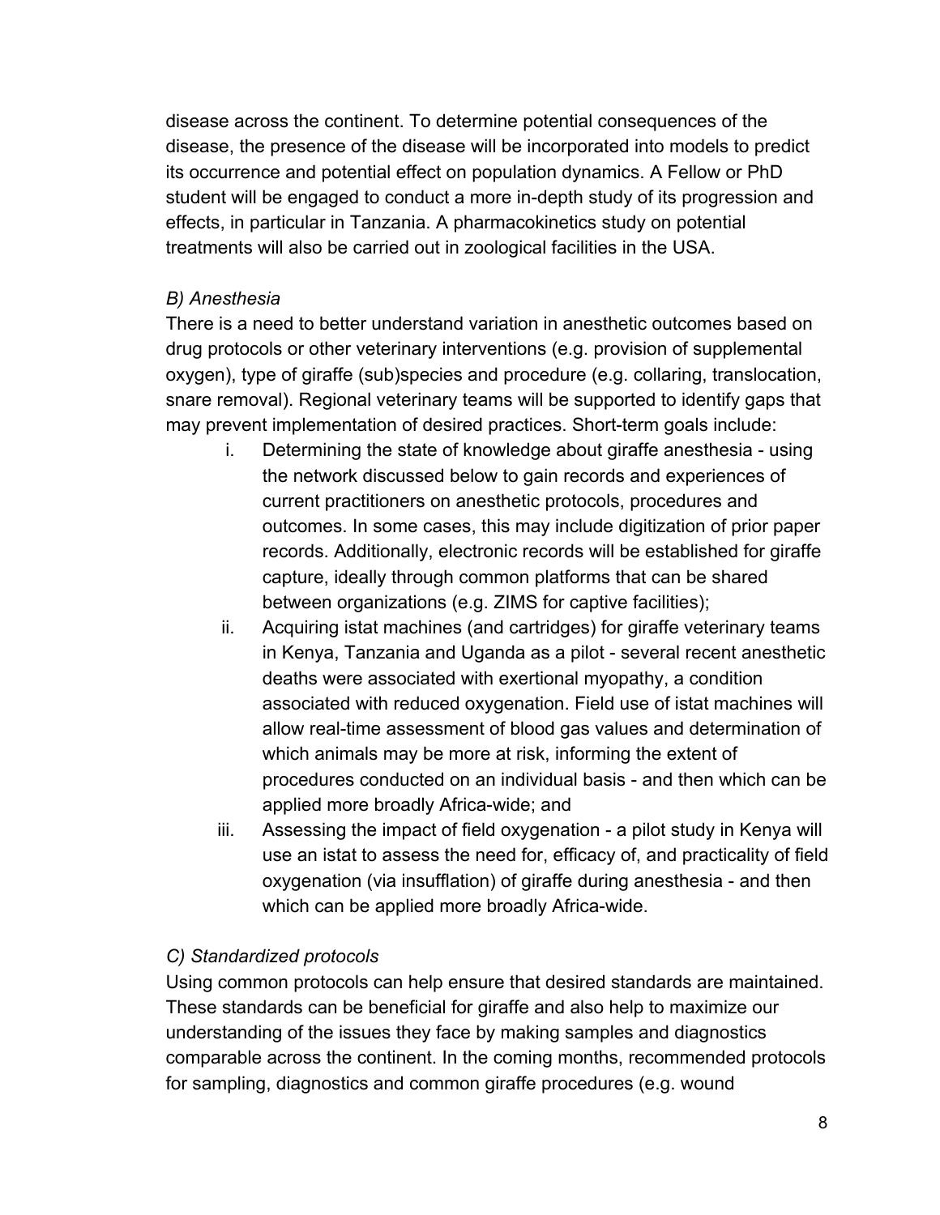disease across the continent. To determine potential consequences of the disease, the presence of the disease will be incorporated into models to predict its occurrence and potential effect on population dynamics. A Fellow or PhD student will be engaged to conduct a more in-depth study of its progression and effects, in particular in Tanzania. A pharmacokinetics study on potential treatments will also be carried out in zoological facilities in the USA.

*B) Anesthesia*

There is a need to better understand variation in anesthetic outcomes based on drug protocols or other veterinary interventions (e.g. provision of supplemental oxygen), type of giraffe (sub)species and procedure (e.g. collaring, translocation, snare removal). Regional veterinary teams will be supported to identify gaps that may prevent implementation of desired practices. Short-term goals include:

i. Determining the state of knowledge about giraffe anesthesia - using the network discussed below to gain records and experiences of current practitioners on anesthetic protocols, procedures and outcomes. In some cases, this may include digitization of prior paper records. Additionally, electronic records will be established for giraffe capture, ideally through common platforms that can be shared between organizations (e.g. ZIMS for captive facilities);
ii. Acquiring istat machines (and cartridges) for giraffe veterinary teams in Kenya, Tanzania and Uganda as a pilot - several recent anesthetic deaths were associated with exertional myopathy, a condition associated with reduced oxygenation. Field use of istat machines will allow real-time assessment of blood gas values and determination of which animals may be more at risk, informing the extent of procedures conducted on an individual basis - and then which can be applied more broadly Africa-wide; and
iii. Assessing the impact of field oxygenation - a pilot study in Kenya will use an istat to assess the need for, efficacy of, and practicality of field oxygenation (via insufflation) of giraffe during anesthesia - and then which can be applied more broadly Africa-wide.

*C) Standardized protocols*

Using common protocols can help ensure that desired standards are maintained. These standards can be beneficial for giraffe and also help to maximize our understanding of the issues they face by making samples and diagnostics comparable across the continent. In the coming months, recommended protocols for sampling, diagnostics and common giraffe procedures (e.g. wound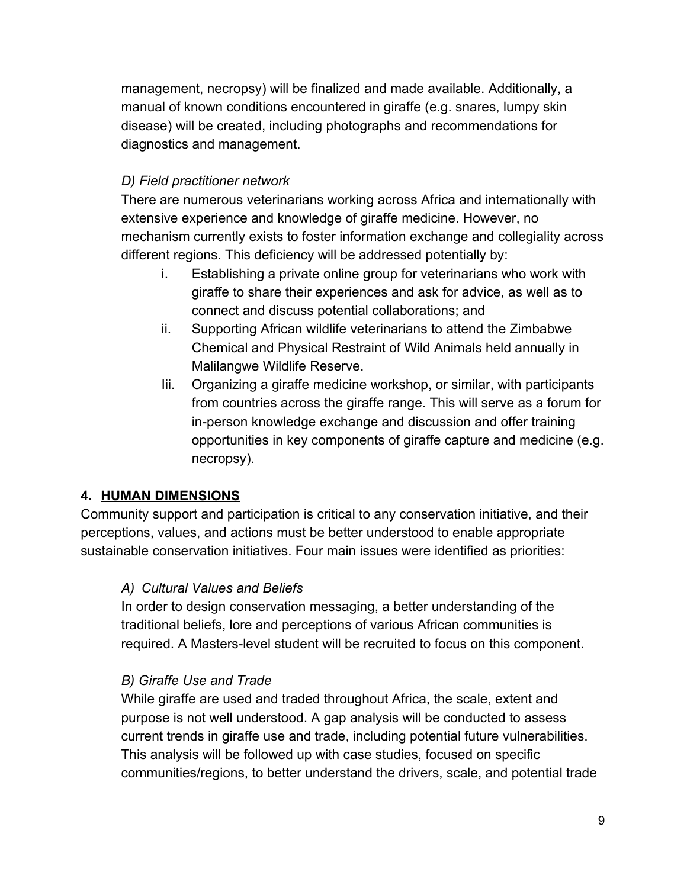management, necropsy) will be finalized and made available. Additionally, a manual of known conditions encountered in giraffe (e.g. snares, lumpy skin disease) will be created, including photographs and recommendations for diagnostics and management.

*D) Field practitioner network*

There are numerous veterinarians working across Africa and internationally with extensive experience and knowledge of giraffe medicine. However, no mechanism currently exists to foster information exchange and collegiality across different regions. This deficiency will be addressed potentially by:

i. Establishing a private online group for veterinarians who work with giraffe to share their experiences and ask for advice, as well as to connect and discuss potential collaborations; and
ii. Supporting African wildlife veterinarians to attend the Zimbabwe Chemical and Physical Restraint of Wild Animals held annually in Malilangwe Wildlife Reserve.
Iii. Organizing a giraffe medicine workshop, or similar, with participants from countries across the giraffe range. This will serve as a forum for in-person knowledge exchange and discussion and offer training opportunities in key components of giraffe capture and medicine (e.g. necropsy).

## 4. <u>HUMAN DIMENSIONS</u>

Community support and participation is critical to any conservation initiative, and their perceptions, values, and actions must be better understood to enable appropriate sustainable conservation initiatives. Four main issues were identified as priorities:

*A) Cultural Values and Beliefs*

In order to design conservation messaging, a better understanding of the traditional beliefs, lore and perceptions of various African communities is required. A Masters-level student will be recruited to focus on this component.

*B) Giraffe Use and Trade*

While giraffe are used and traded throughout Africa, the scale, extent and purpose is not well understood. A gap analysis will be conducted to assess current trends in giraffe use and trade, including potential future vulnerabilities. This analysis will be followed up with case studies, focused on specific communities/regions, to better understand the drivers, scale, and potential trade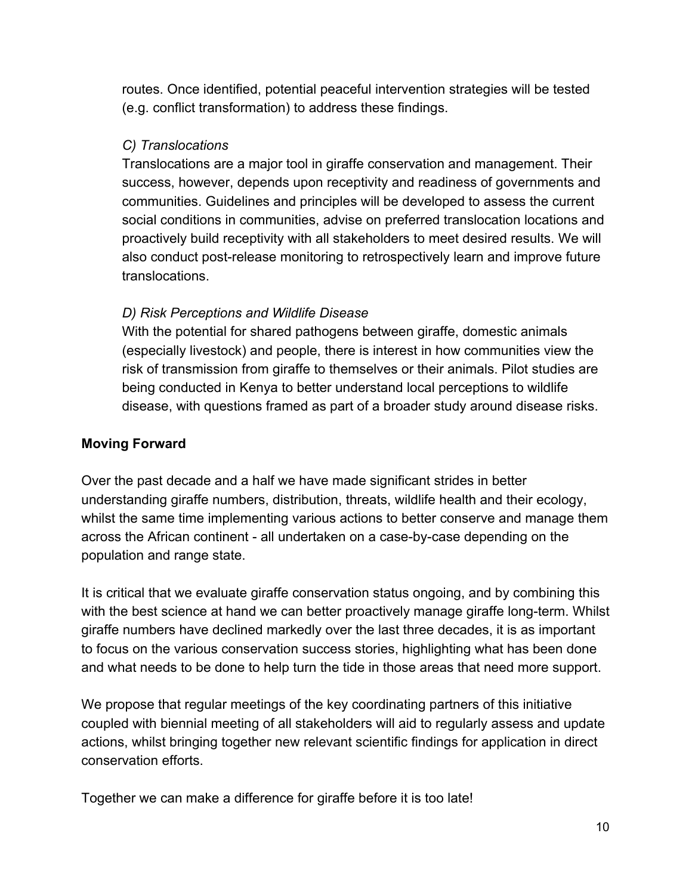routes. Once identified, potential peaceful intervention strategies will be tested (e.g. conflict transformation) to address these findings.

*C) Translocations*

Translocations are a major tool in giraffe conservation and management. Their success, however, depends upon receptivity and readiness of governments and communities. Guidelines and principles will be developed to assess the current social conditions in communities, advise on preferred translocation locations and proactively build receptivity with all stakeholders to meet desired results. We will also conduct post-release monitoring to retrospectively learn and improve future translocations.

*D) Risk Perceptions and Wildlife Disease*

With the potential for shared pathogens between giraffe, domestic animals (especially livestock) and people, there is interest in how communities view the risk of transmission from giraffe to themselves or their animals. Pilot studies are being conducted in Kenya to better understand local perceptions to wildlife disease, with questions framed as part of a broader study around disease risks.

**Moving Forward**

Over the past decade and a half we have made significant strides in better understanding giraffe numbers, distribution, threats, wildlife health and their ecology, whilst the same time implementing various actions to better conserve and manage them across the African continent - all undertaken on a case-by-case depending on the population and range state.

It is critical that we evaluate giraffe conservation status ongoing, and by combining this with the best science at hand we can better proactively manage giraffe long-term. Whilst giraffe numbers have declined markedly over the last three decades, it is as important to focus on the various conservation success stories, highlighting what has been done and what needs to be done to help turn the tide in those areas that need more support.

We propose that regular meetings of the key coordinating partners of this initiative coupled with biennial meeting of all stakeholders will aid to regularly assess and update actions, whilst bringing together new relevant scientific findings for application in direct conservation efforts.

Together we can make a difference for giraffe before it is too late!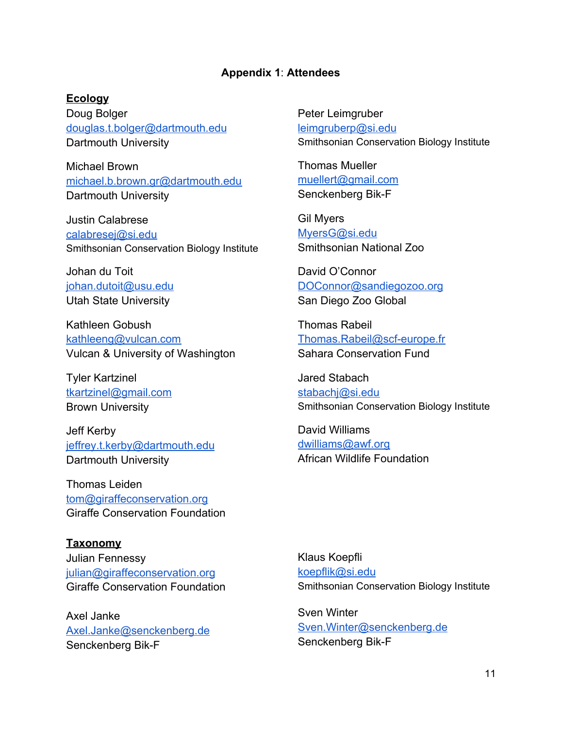# Appendix 1: Attendees

## Ecology

Doug Bolger
douglas.t.bolger@dartmouth.edu
Dartmouth University

Michael Brown
michael.b.brown.gr@dartmouth.edu
Dartmouth University

Justin Calabrese
calabresej@si.edu
Smithsonian Conservation Biology Institute

Johan du Toit
johan.dutoit@usu.edu
Utah State University

Kathleen Gobush
kathleeng@vulcan.com
Vulcan & University of Washington

Tyler Kartzinel
tkartzinel@gmail.com
Brown University

Jeff Kerby
jeffrey.t.kerby@dartmouth.edu
Dartmouth University

Thomas Leiden
tom@giraffeconservation.org
Giraffe Conservation Foundation

Peter Leimgruber
leimgruberp@si.edu
Smithsonian Conservation Biology Institute

Thomas Mueller
muellert@gmail.com
Senckenberg Bik-F

Gil Myers
MyersG@si.edu
Smithsonian National Zoo

David O'Connor
DOConnor@sandiegozoo.org
San Diego Zoo Global

Thomas Rabeil
Thomas.Rabeil@scf-europe.fr
Sahara Conservation Fund

Jared Stabach
stabachj@si.edu
Smithsonian Conservation Biology Institute

David Williams
dwilliams@awf.org
African Wildlife Foundation

## Taxonomy

Julian Fennessy
julian@giraffeconservation.org
Giraffe Conservation Foundation

Axel Janke
Axel.Janke@senckenberg.de
Senckenberg Bik-F

Klaus Koepfli
koepflik@si.edu
Smithsonian Conservation Biology Institute

Sven Winter
Sven.Winter@senckenberg.de
Senckenberg Bik-F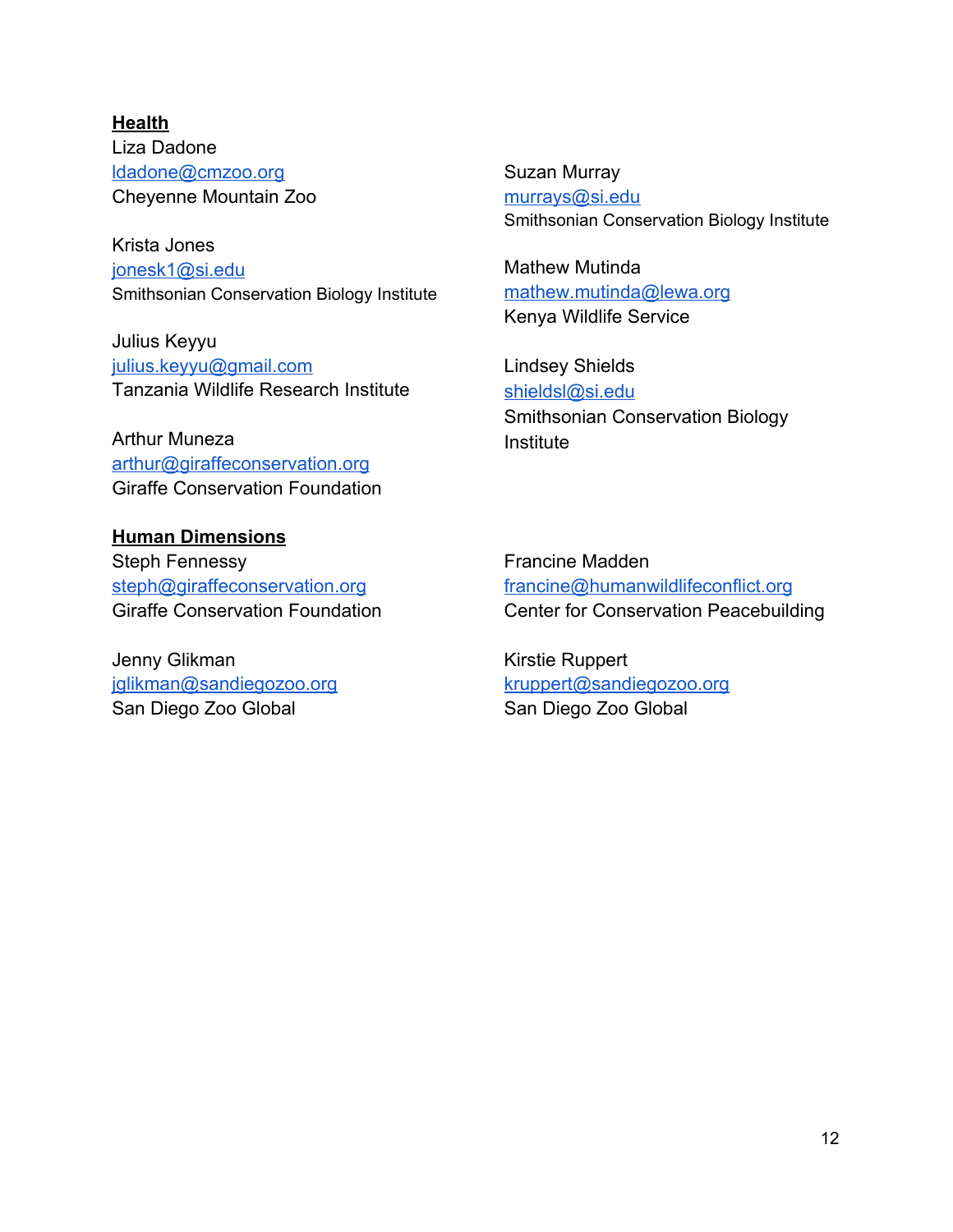**Health**

Liza Dadone
ldadone@cmzoo.org
Cheyenne Mountain Zoo

Krista Jones
jonesk1@si.edu
Smithsonian Conservation Biology Institute

Julius Keyyu
julius.keyyu@gmail.com
Tanzania Wildlife Research Institute

Arthur Muneza
arthur@giraffeconservation.org
Giraffe Conservation Foundation

Suzan Murray
murrays@si.edu
Smithsonian Conservation Biology Institute

Mathew Mutinda
mathew.mutinda@lewa.org
Kenya Wildlife Service

Lindsey Shields
shieldsl@si.edu
Smithsonian Conservation Biology Institute

**Human Dimensions**

Steph Fennessy
steph@giraffeconservation.org
Giraffe Conservation Foundation

Jenny Glikman
jglikman@sandiegozoo.org
San Diego Zoo Global

Francine Madden
francine@humanwildlifeconflict.org
Center for Conservation Peacebuilding

Kirstie Ruppert
kruppert@sandiegozoo.org
San Diego Zoo Global